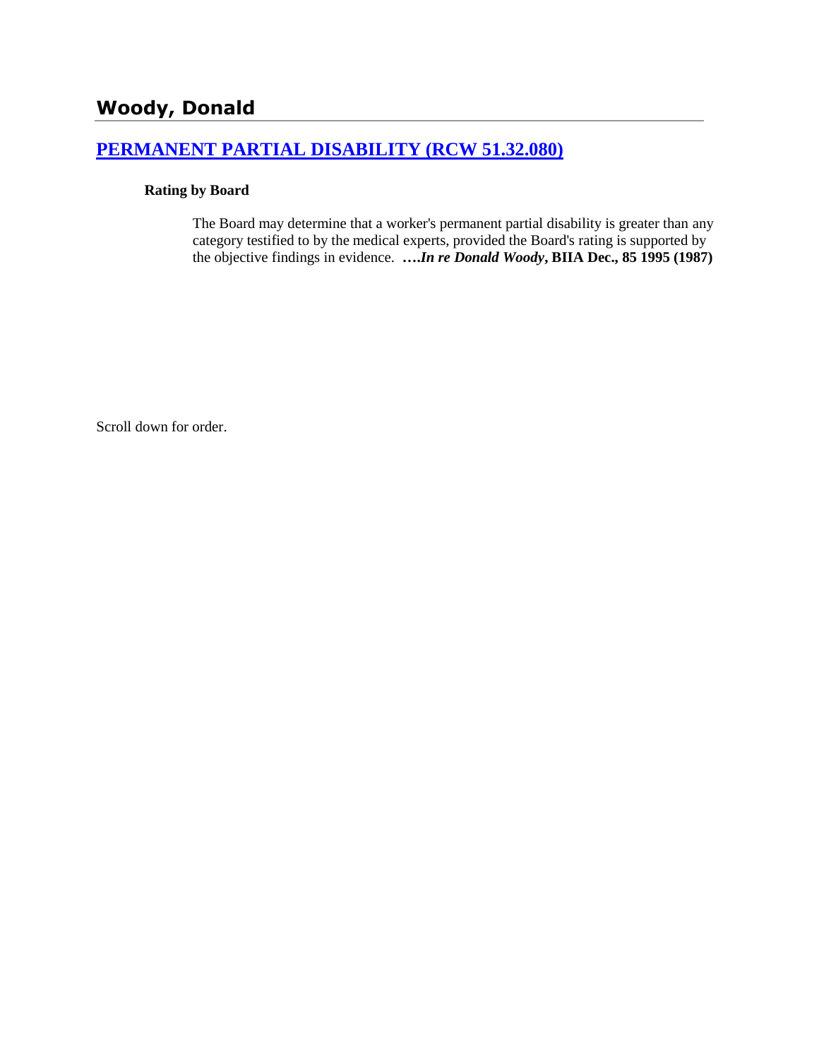# Woody, Donald

## [PERMANENT PARTIAL DISABILITY (RCW 51.32.080)]()

**Rating by Board**

The Board may determine that a worker's permanent partial disability is greater than any category testified to by the medical experts, provided the Board's rating is supported by the objective findings in evidence. ****….In re Donald Woody*, BIIA Dec., 85 1995 (1987)**

Scroll down for order.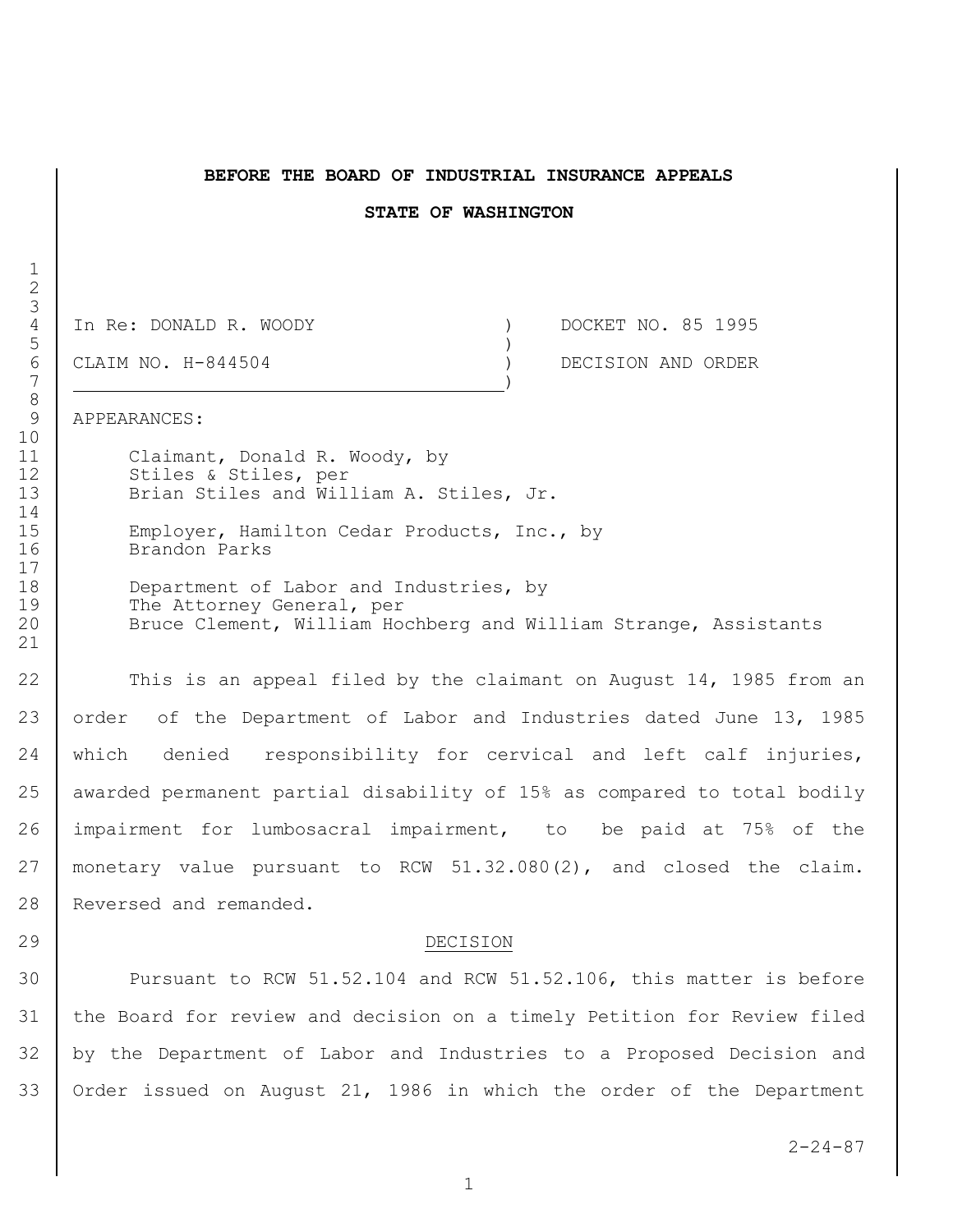**BEFORE THE BOARD OF INDUSTRIAL INSURANCE APPEALS**

**STATE OF WASHINGTON**

| | | |
|---|---|---|
| In Re: DONALD R. WOODY | ) | DOCKET NO. 85 1995 |
| | ) | |
| CLAIM NO. H-844504 | ) | DECISION AND ORDER |

APPEARANCES:

Claimant, Donald R. Woody, by
Stiles & Stiles, per
Brian Stiles and William A. Stiles, Jr.

Employer, Hamilton Cedar Products, Inc., by
Brandon Parks

Department of Labor and Industries, by
The Attorney General, per
Bruce Clement, William Hochberg and William Strange, Assistants

This is an appeal filed by the claimant on August 14, 1985 from an order of the Department of Labor and Industries dated June 13, 1985 which denied responsibility for cervical and left calf injuries, awarded permanent partial disability of 15% as compared to total bodily impairment for lumbosacral impairment, to be paid at 75% of the monetary value pursuant to RCW 51.32.080(2), and closed the claim. Reversed and remanded.

DECISION

Pursuant to RCW 51.52.104 and RCW 51.52.106, this matter is before the Board for review and decision on a timely Petition for Review filed by the Department of Labor and Industries to a Proposed Decision and Order issued on August 21, 1986 in which the order of the Department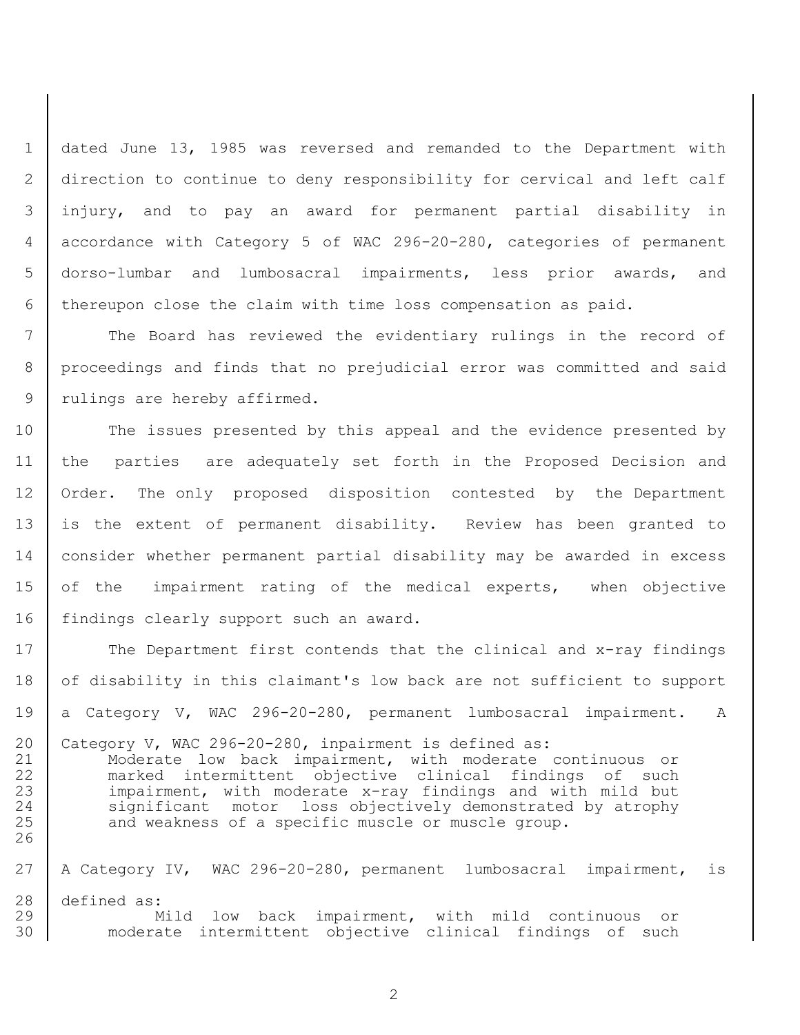dated June 13, 1985 was reversed and remanded to the Department with direction to continue to deny responsibility for cervical and left calf injury, and to pay an award for permanent partial disability in accordance with Category 5 of WAC 296-20-280, categories of permanent dorso-lumbar and lumbosacral impairments, less prior awards, and thereupon close the claim with time loss compensation as paid.

The Board has reviewed the evidentiary rulings in the record of proceedings and finds that no prejudicial error was committed and said rulings are hereby affirmed.

The issues presented by this appeal and the evidence presented by the parties are adequately set forth in the Proposed Decision and Order. The only proposed disposition contested by the Department is the extent of permanent disability. Review has been granted to consider whether permanent partial disability may be awarded in excess of the impairment rating of the medical experts, when objective findings clearly support such an award.

The Department first contends that the clinical and x-ray findings of disability in this claimant's low back are not sufficient to support a Category V, WAC 296-20-280, permanent lumbosacral impairment. A Category V, WAC 296-20-280, inpairment is defined as:

> Moderate low back impairment, with moderate continuous or marked intermittent objective clinical findings of such impairment, with moderate x-ray findings and with mild but significant motor loss objectively demonstrated by atrophy and weakness of a specific muscle or muscle group.

A Category IV, WAC 296-20-280, permanent lumbosacral impairment, is defined as:

> Mild low back impairment, with mild continuous or moderate intermittent objective clinical findings of such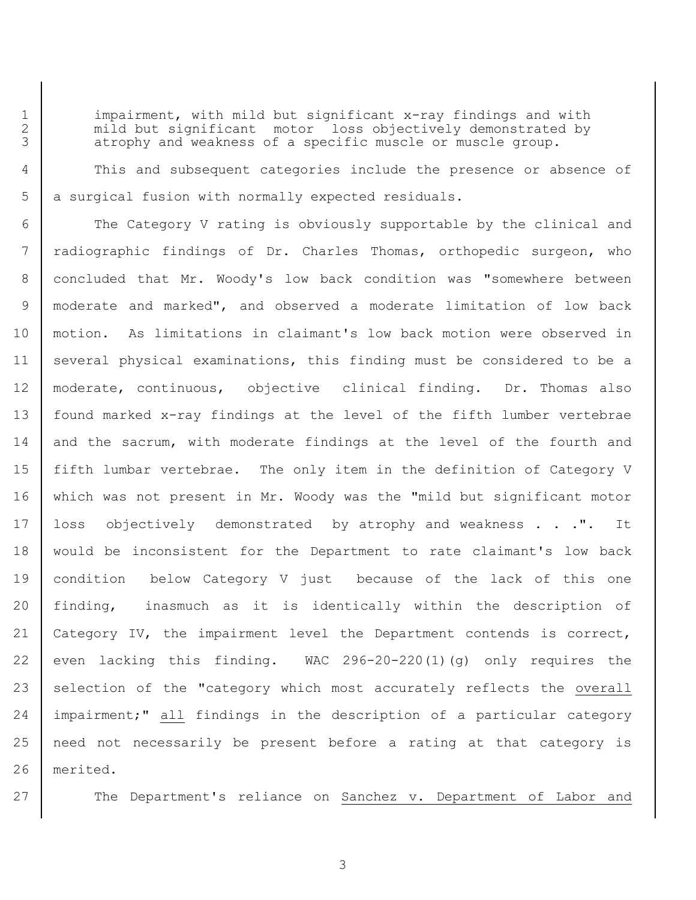impairment, with mild but significant x-ray findings and with mild but significant motor loss objectively demonstrated by atrophy and weakness of a specific muscle or muscle group.

This and subsequent categories include the presence or absence of a surgical fusion with normally expected residuals.

The Category V rating is obviously supportable by the clinical and radiographic findings of Dr. Charles Thomas, orthopedic surgeon, who concluded that Mr. Woody's low back condition was "somewhere between moderate and marked", and observed a moderate limitation of low back motion. As limitations in claimant's low back motion were observed in several physical examinations, this finding must be considered to be a moderate, continuous, objective clinical finding. Dr. Thomas also found marked x-ray findings at the level of the fifth lumber vertebrae and the sacrum, with moderate findings at the level of the fourth and fifth lumbar vertebrae. The only item in the definition of Category V which was not present in Mr. Woody was the "mild but significant motor loss objectively demonstrated by atrophy and weakness . . .". It would be inconsistent for the Department to rate claimant's low back condition below Category V just because of the lack of this one finding, inasmuch as it is identically within the description of Category IV, the impairment level the Department contends is correct, even lacking this finding. WAC 296-20-220(1)(g) only requires the selection of the "category which most accurately reflects the <u>overall</u> impairment;" <u>all</u> findings in the description of a particular category need not necessarily be present before a rating at that category is merited.

The Department's reliance on <u>Sanchez v. Department of Labor and</u>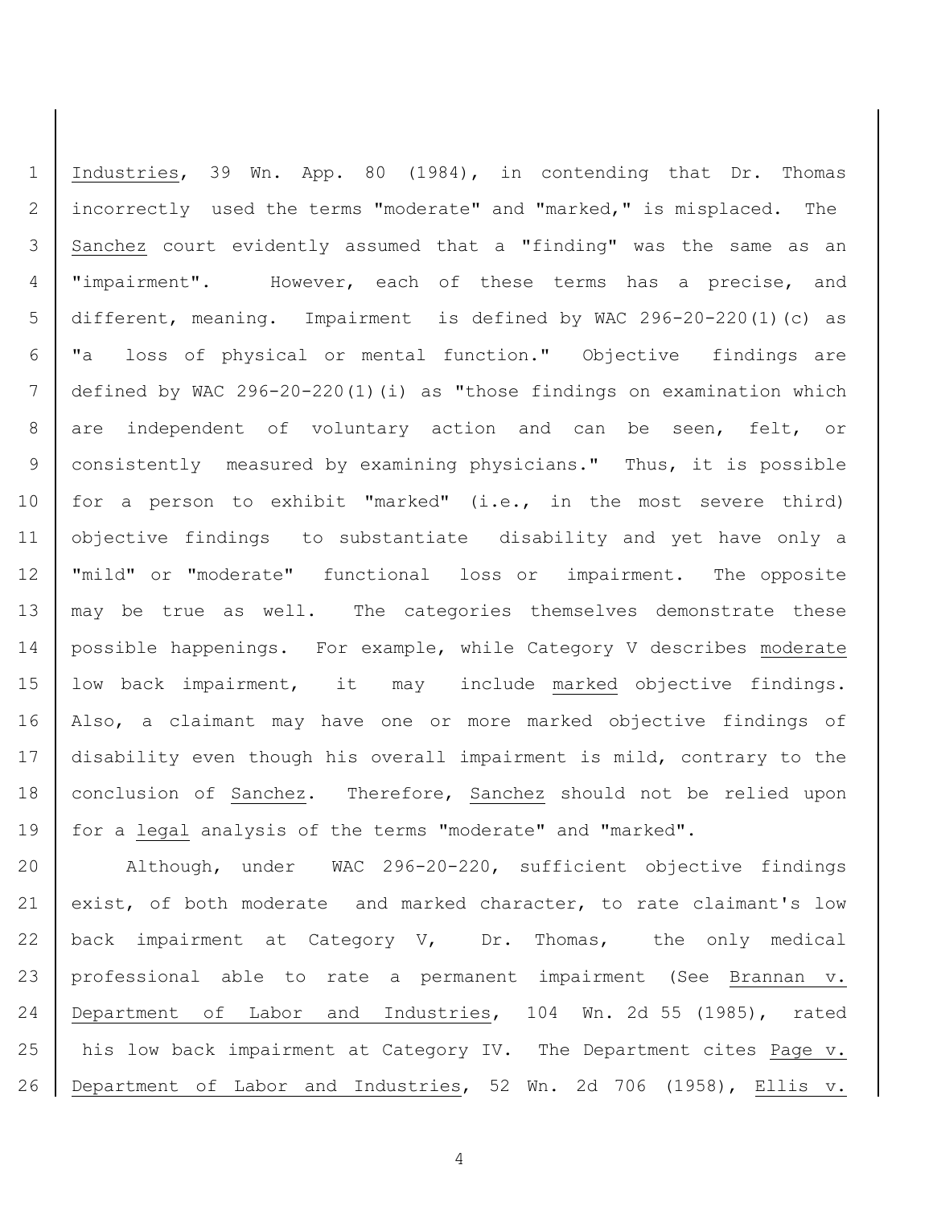Industries, 39 Wn. App. 80 (1984), in contending that Dr. Thomas incorrectly used the terms "moderate" and "marked," is misplaced. The Sanchez court evidently assumed that a "finding" was the same as an "impairment". However, each of these terms has a precise, and different, meaning. Impairment is defined by WAC 296-20-220(1)(c) as "a loss of physical or mental function." Objective findings are defined by WAC 296-20-220(1)(i) as "those findings on examination which are independent of voluntary action and can be seen, felt, or consistently measured by examining physicians." Thus, it is possible for a person to exhibit "marked" (i.e., in the most severe third) objective findings to substantiate disability and yet have only a "mild" or "moderate" functional loss or impairment. The opposite may be true as well. The categories themselves demonstrate these possible happenings. For example, while Category V describes moderate low back impairment, it may include marked objective findings. Also, a claimant may have one or more marked objective findings of disability even though his overall impairment is mild, contrary to the conclusion of Sanchez. Therefore, Sanchez should not be relied upon for a *legal* analysis of the terms "moderate" and "marked".

Although, under WAC 296-20-220, sufficient objective findings exist, of both moderate and marked character, to rate claimant's low back impairment at Category V, Dr. Thomas, the only medical professional able to rate a permanent impairment (See Brannan v. Department of Labor and Industries, 104 Wn. 2d 55 (1985), rated his low back impairment at Category IV. The Department cites Page v. Department of Labor and Industries, 52 Wn. 2d 706 (1958), Ellis v.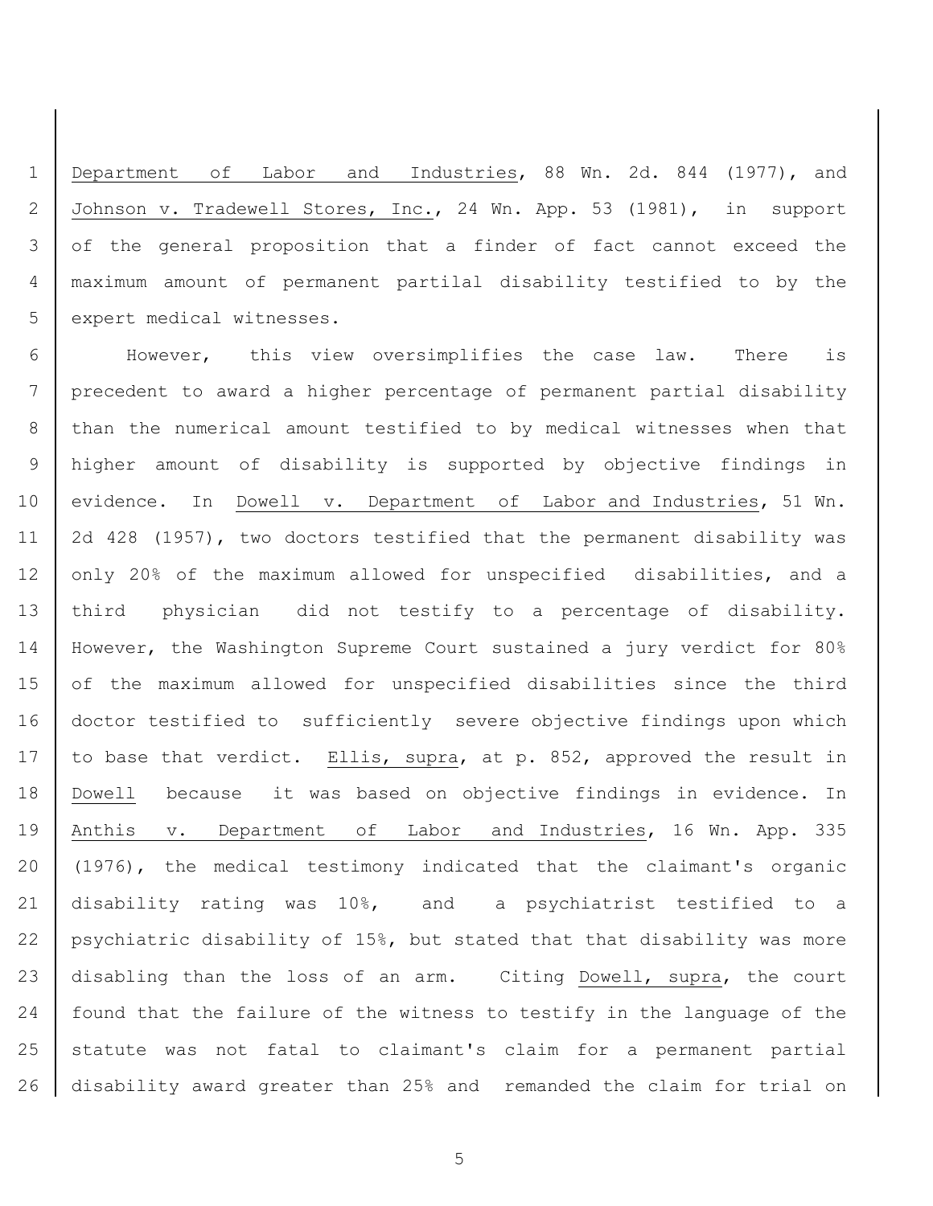Department of Labor and Industries, 88 Wn. 2d. 844 (1977), and Johnson v. Tradewell Stores, Inc., 24 Wn. App. 53 (1981), in support of the general proposition that a finder of fact cannot exceed the maximum amount of permanent partilal disability testified to by the expert medical witnesses.

However, this view oversimplifies the case law. There is precedent to award a higher percentage of permanent partial disability than the numerical amount testified to by medical witnesses when that higher amount of disability is supported by objective findings in evidence. In Dowell v. Department of Labor and Industries, 51 Wn. 2d 428 (1957), two doctors testified that the permanent disability was only 20% of the maximum allowed for unspecified disabilities, and a third physician did not testify to a percentage of disability. However, the Washington Supreme Court sustained a jury verdict for 80% of the maximum allowed for unspecified disabilities since the third doctor testified to sufficiently severe objective findings upon which to base that verdict. Ellis, supra, at p. 852, approved the result in Dowell because it was based on objective findings in evidence. In Anthis v. Department of Labor and Industries, 16 Wn. App. 335 (1976), the medical testimony indicated that the claimant's organic disability rating was 10%, and a psychiatrist testified to a psychiatric disability of 15%, but stated that that disability was more disabling than the loss of an arm. Citing Dowell, supra, the court found that the failure of the witness to testify in the language of the statute was not fatal to claimant's claim for a permanent partial disability award greater than 25% and remanded the claim for trial on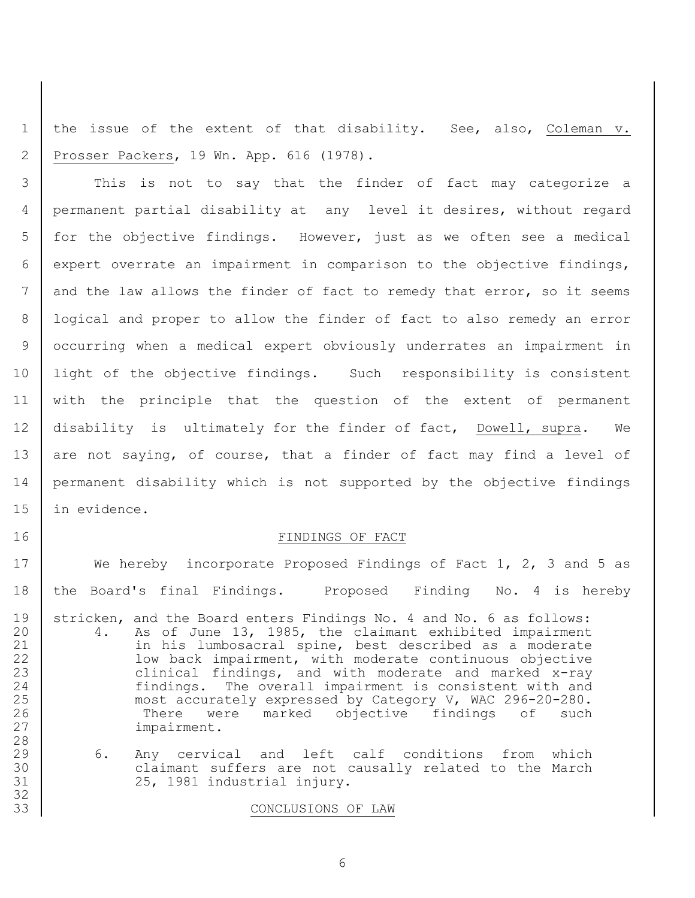the issue of the extent of that disability. See, also, Coleman v. Prosser Packers, 19 Wn. App. 616 (1978).

This is not to say that the finder of fact may categorize a permanent partial disability at any level it desires, without regard for the objective findings. However, just as we often see a medical expert overrate an impairment in comparison to the objective findings, and the law allows the finder of fact to remedy that error, so it seems logical and proper to allow the finder of fact to also remedy an error occurring when a medical expert obviously underrates an impairment in light of the objective findings. Such responsibility is consistent with the principle that the question of the extent of permanent disability is ultimately for the finder of fact, Dowell, supra. We are not saying, of course, that a finder of fact may find a level of permanent disability which is not supported by the objective findings in evidence.

## FINDINGS OF FACT

We hereby incorporate Proposed Findings of Fact 1, 2, 3 and 5 as the Board's final Findings. Proposed Finding No. 4 is hereby stricken, and the Board enters Findings No. 4 and No. 6 as follows:

4. As of June 13, 1985, the claimant exhibited impairment in his lumbosacral spine, best described as a moderate low back impairment, with moderate continuous objective clinical findings, and with moderate and marked x-ray findings. The overall impairment is consistent with and most accurately expressed by Category V, WAC 296-20-280. There were marked objective findings of such impairment.

6. Any cervical and left calf conditions from which claimant suffers are not causally related to the March 25, 1981 industrial injury.

## CONCLUSIONS OF LAW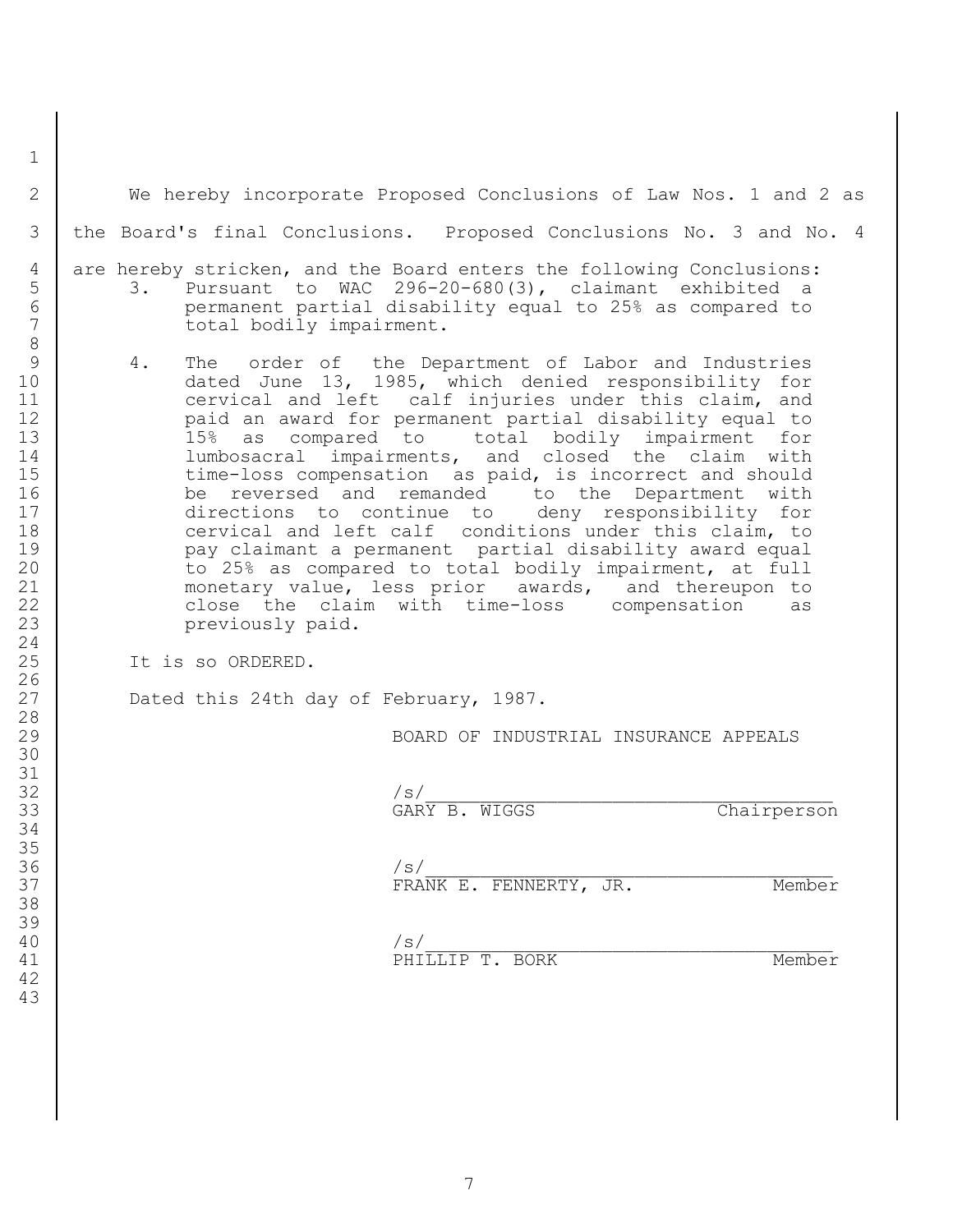We hereby incorporate Proposed Conclusions of Law Nos. 1 and 2 as the Board's final Conclusions. Proposed Conclusions No. 3 and No. 4 are hereby stricken, and the Board enters the following Conclusions:

3. Pursuant to WAC 296-20-680(3), claimant exhibited a permanent partial disability equal to 25% as compared to total bodily impairment.

4. The order of the Department of Labor and Industries dated June 13, 1985, which denied responsibility for cervical and left calf injuries under this claim, and paid an award for permanent partial disability equal to 15% as compared to total bodily impairment for lumbosacral impairments, and closed the claim with time-loss compensation as paid, is incorrect and should be reversed and remanded to the Department with directions to continue to deny responsibility for cervical and left calf conditions under this claim, to pay claimant a permanent partial disability award equal to 25% as compared to total bodily impairment, at full monetary value, less prior awards, and thereupon to close the claim with time-loss compensation as previously paid.

It is so ORDERED.

Dated this 24th day of February, 1987.

BOARD OF INDUSTRIAL INSURANCE APPEALS

/s/\_\_\_\_\_\_\_\_\_\_\_\_\_\_\_\_\_\_\_\_\_\_\_\_\_\_\_\_\_\_\_\_\_\_\_\_
GARY B. WIGGS Chairperson

/s/\_\_\_\_\_\_\_\_\_\_\_\_\_\_\_\_\_\_\_\_\_\_\_\_\_\_\_\_\_\_\_\_\_\_\_\_
FRANK E. FENNERTY, JR. Member

/s/\_\_\_\_\_\_\_\_\_\_\_\_\_\_\_\_\_\_\_\_\_\_\_\_\_\_\_\_\_\_\_\_\_\_\_\_
PHILLIP T. BORK Member